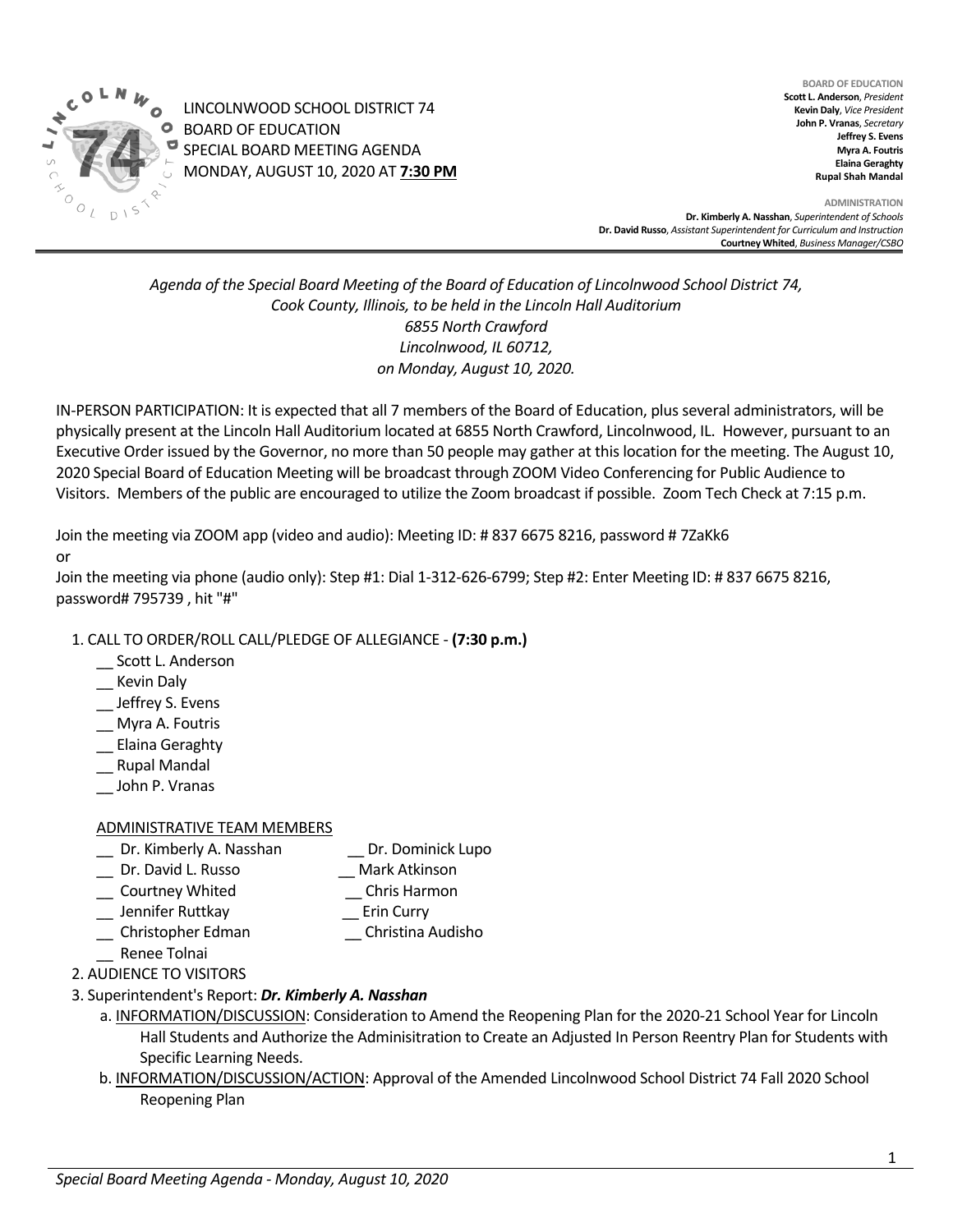LINCOLNWOOD SCHOOL DISTRICT 74
BOARD OF EDUCATION
SPECIAL BOARD MEETING AGENDA
MONDAY, AUGUST 10, 2020 AT **7:30 PM**

**BOARD OF EDUCATION**
**Scott L. Anderson**, *President*
**Kevin Daly**, *Vice President*
**John P. Vranas**, *Secretary*
**Jeffrey S. Evens**
**Myra A. Foutris**
**Elaina Geraghty**
**Rupal Shah Mandal**

**ADMINISTRATION**
**Dr. Kimberly A. Nasshan**, *Superintendent of Schools*
**Dr. David Russo**, *Assistant Superintendent for Curriculum and Instruction*
**Courtney Whited**, *Business Manager/CSBO*

*Agenda of the Special Board Meeting of the Board of Education of Lincolnwood School District 74, Cook County, Illinois, to be held in the Lincoln Hall Auditorium 6855 North Crawford Lincolnwood, IL 60712, on Monday, August 10, 2020.*

IN-PERSON PARTICIPATION: It is expected that all 7 members of the Board of Education, plus several administrators, will be physically present at the Lincoln Hall Auditorium located at 6855 North Crawford, Lincolnwood, IL. However, pursuant to an Executive Order issued by the Governor, no more than 50 people may gather at this location for the meeting. The August 10, 2020 Special Board of Education Meeting will be broadcast through ZOOM Video Conferencing for Public Audience to Visitors. Members of the public are encouraged to utilize the Zoom broadcast if possible. Zoom Tech Check at 7:15 p.m.

Join the meeting via ZOOM app (video and audio): Meeting ID: # 837 6675 8216, password # 7ZaKk6
or
Join the meeting via phone (audio only): Step #1: Dial 1-312-626-6799; Step #2: Enter Meeting ID: # 837 6675 8216, password# 795739 , hit "#"

1. CALL TO ORDER/ROLL CALL/PLEDGE OF ALLEGIANCE - **(7:30 p.m.)**
   - __ Scott L. Anderson
   - __ Kevin Daly
   - __ Jeffrey S. Evens
   - __ Myra A. Foutris
   - __ Elaina Geraghty
   - __ Rupal Mandal
   - __ John P. Vranas

   ADMINISTRATIVE TEAM MEMBERS
   - __ Dr. Kimberly A. Nasshan
   - __ Dr. David L. Russo
   - __ Courtney Whited
   - __ Jennifer Ruttkay
   - __ Christopher Edman
   - __ Renee Tolnai
   - __ Dr. Dominick Lupo
   - __ Mark Atkinson
   - __ Chris Harmon
   - __ Erin Curry
   - __ Christina Audisho
2. AUDIENCE TO VISITORS
3. Superintendent's Report: ***Dr. Kimberly A. Nasshan***
   a. INFORMATION/DISCUSSION: Consideration to Amend the Reopening Plan for the 2020-21 School Year for Lincoln Hall Students and Authorize the Adminisitration to Create an Adjusted In Person Reentry Plan for Students with Specific Learning Needs.
   b. INFORMATION/DISCUSSION/ACTION: Approval of the Amended Lincolnwood School District 74 Fall 2020 School Reopening Plan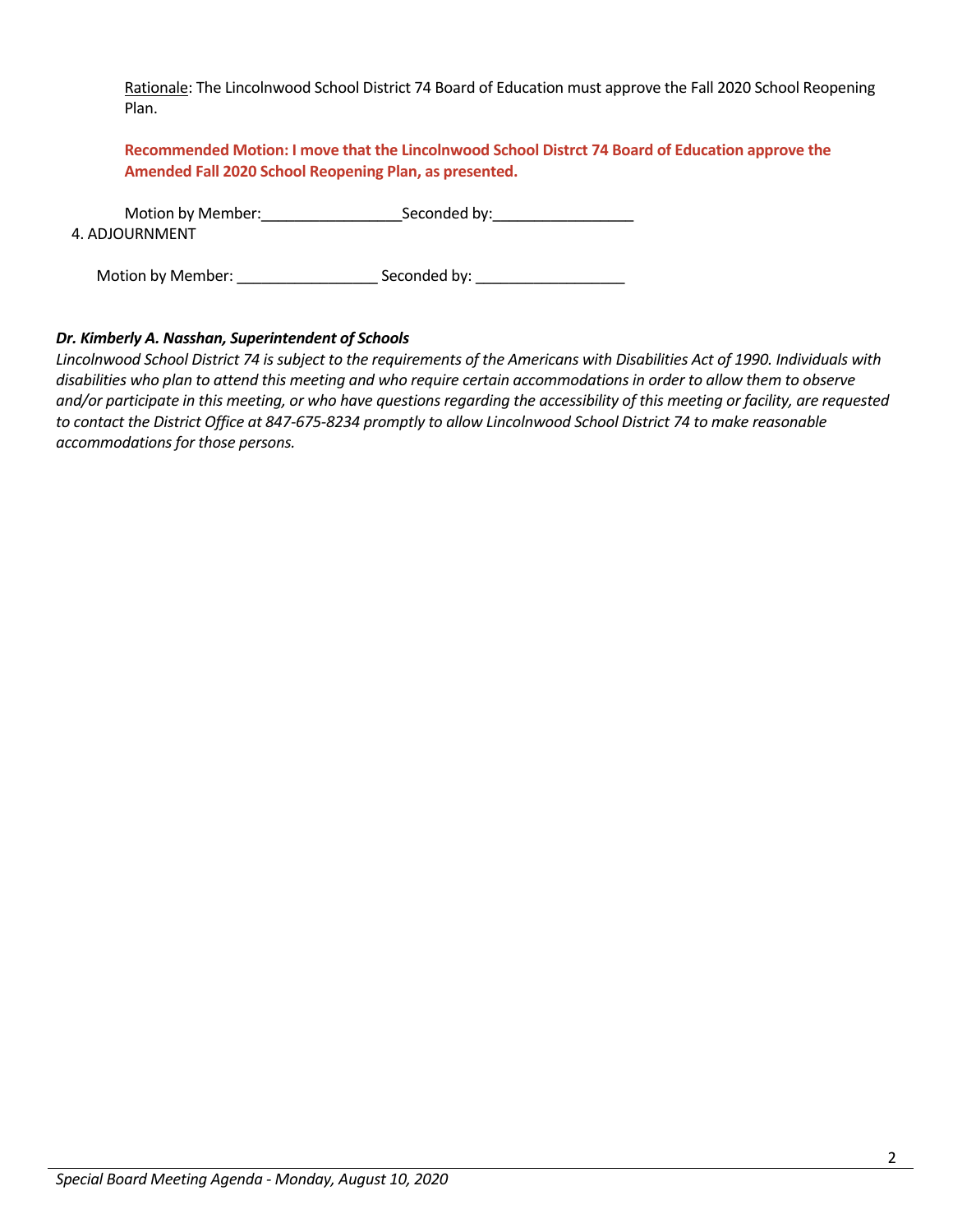Rationale: The Lincolnwood School District 74 Board of Education must approve the Fall 2020 School Reopening Plan.

**Recommended Motion: I move that the Lincolnwood School Distrct 74 Board of Education approve the Amended Fall 2020 School Reopening Plan, as presented.**

Motion by Member:________________Seconded by:________________

4. ADJOURNMENT

Motion by Member: ________________ Seconded by: _________________

***Dr. Kimberly A. Nasshan, Superintendent of Schools***

*Lincolnwood School District 74 is subject to the requirements of the Americans with Disabilities Act of 1990. Individuals with disabilities who plan to attend this meeting and who require certain accommodations in order to allow them to observe and/or participate in this meeting, or who have questions regarding the accessibility of this meeting or facility, are requested to contact the District Office at 847-675-8234 promptly to allow Lincolnwood School District 74 to make reasonable accommodations for those persons.*